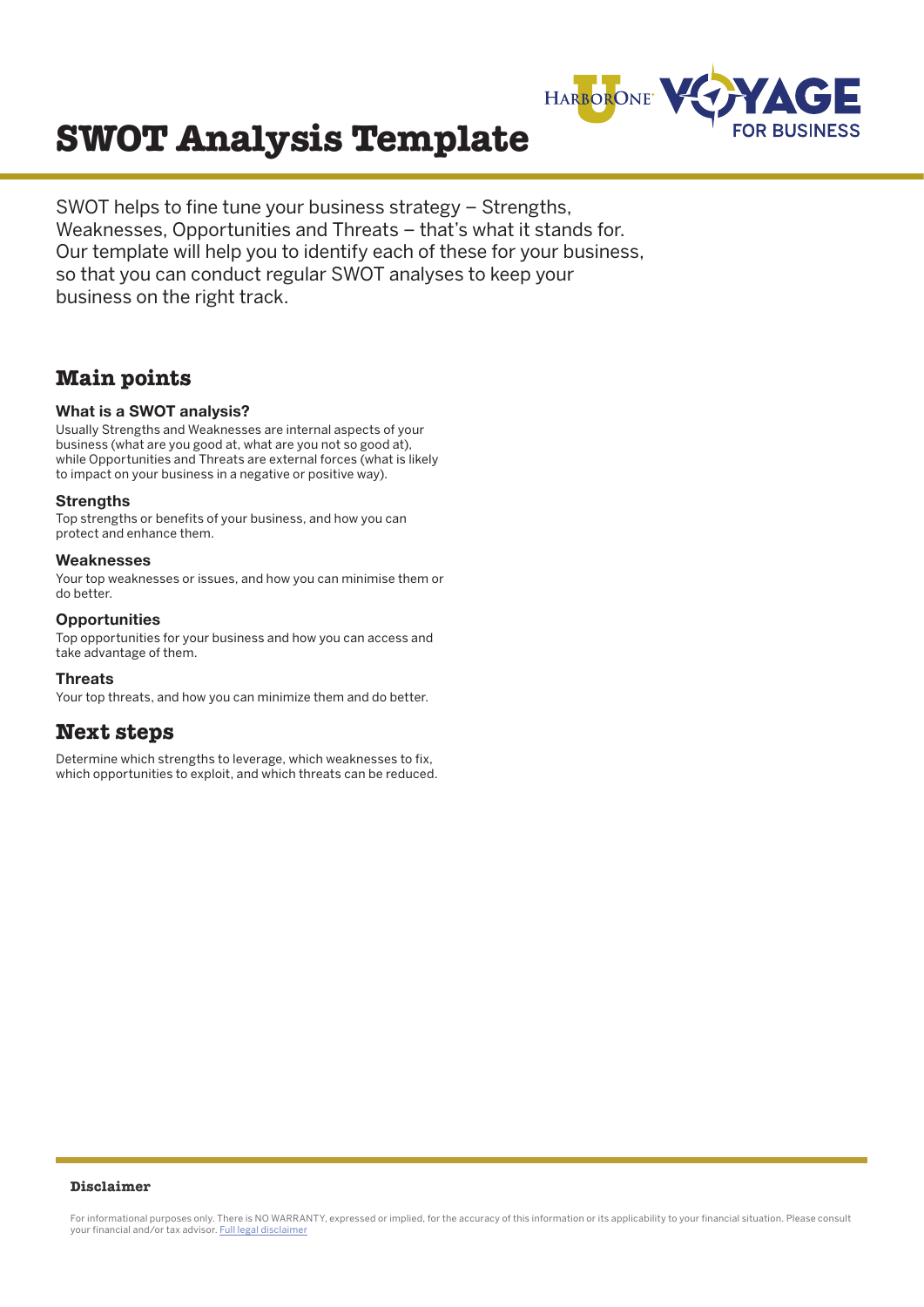# SWOT Analysis Template

SWOT helps to fine tune your business strategy – Strengths, Weaknesses, Opportunities and Threats – that's what it stands for. Our template will help you to identify each of these for your business, so that you can conduct regular SWOT analyses to keep your business on the right track.

## Main points

### What is a SWOT analysis?

Usually Strengths and Weaknesses are internal aspects of your business (what are you good at, what are you not so good at), while Opportunities and Threats are external forces (what is likely to impact on your business in a negative or positive way).

### Strengths

Top strengths or benefits of your business, and how you can protect and enhance them.

### Weaknesses

Your top weaknesses or issues, and how you can minimise them or do better.

### Opportunities

Top opportunities for your business and how you can access and take advantage of them.

### Threats

Your top threats, and how you can minimize them and do better.

## Next steps

Determine which strengths to leverage, which weaknesses to fix, which opportunities to exploit, and which threats can be reduced.

**Disclaimer**

For informational purposes only. There is NO WARRANTY, expressed or implied, for the accuracy of this information or its applicability to your financial situation. Please consult your financial and/or tax advisor. Full legal disclaimer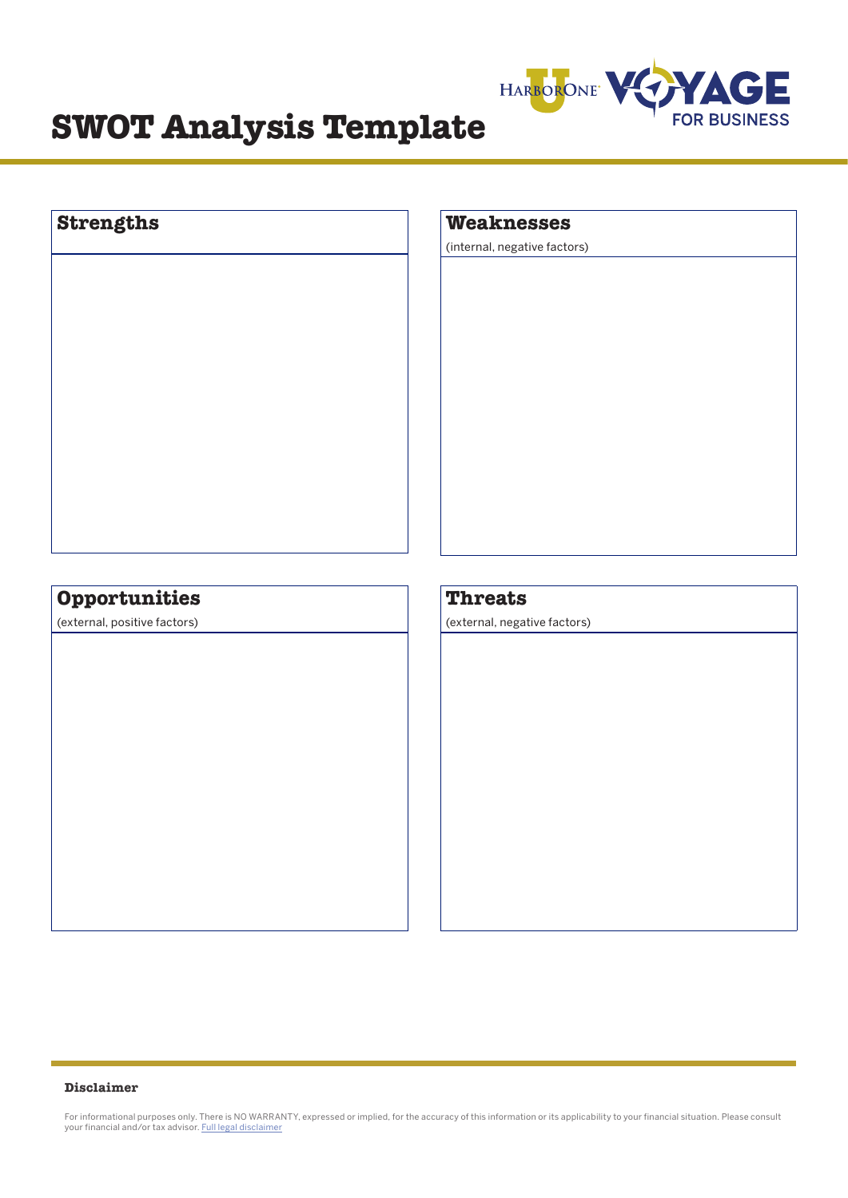# SWOT Analysis Template

## Strengths

## Weaknesses

(internal, negative factors)

## Opportunities

(external, positive factors)

## Threats

(external, negative factors)

**Disclaimer**

For informational purposes only. There is NO WARRANTY, expressed or implied, for the accuracy of this information or its applicability to your financial situation. Please consult your financial and/or tax advisor. Full legal disclaimer